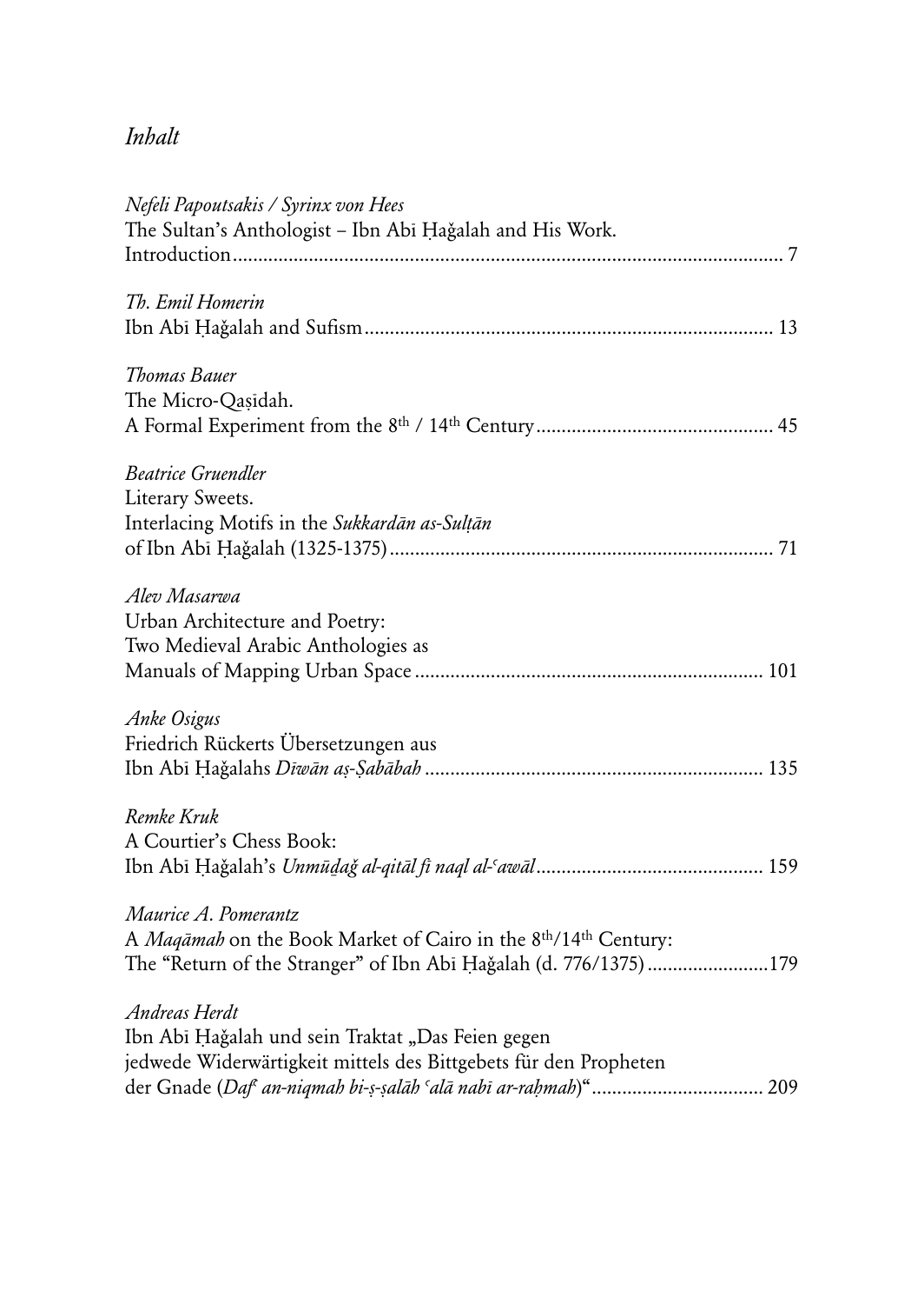# *Inhalt*

*Nefeli Papoutsakis / Syrinx von Hees*
The Sultan's Anthologist – Ibn Abī Ḥağalah and His Work.
Introduction ........................................................................................................ 7

*Th. Emil Homerin*
Ibn Abī Ḥağalah and Sufism ............................................................................ 13

*Thomas Bauer*
The Micro-Qaṣīdah.
A Formal Experiment from the 8th / 14th Century ........................................... 45

*Beatrice Gruendler*
Literary Sweets.
Interlacing Motifs in the *Sukkardān as-Sulṭān*
of Ibn Abī Ḥağalah (1325-1375) ....................................................................... 71

*Alev Masarwa*
Urban Architecture and Poetry:
Two Medieval Arabic Anthologies as
Manuals of Mapping Urban Space ................................................................. 101

*Anke Osigus*
Friedrich Rückerts Übersetzungen aus
Ibn Abī Ḥağalahs *Dīwān aṣ-Ṣabābah* ............................................................ 135

*Remke Kruk*
A Courtier's Chess Book:
Ibn Abī Ḥağalah's *Unmūḏağ al-qitāl fī naql al-ʿawāl* ...................................... 159

*Maurice A. Pomerantz*
A *Maqāmah* on the Book Market of Cairo in the 8th/14th Century:
The "Return of the Stranger" of Ibn Abī Ḥağalah (d. 776/1375) ......................179

*Andreas Herdt*
Ibn Abī Ḥağalah und sein Traktat „Das Feien gegen
jedwede Widerwärtigkeit mittels des Bittgebets für den Propheten
der Gnade (*Dafʿ an-niqmah bi-ṣ-ṣalāh ʿalā nabī ar-raḥmah*)" ............................ 209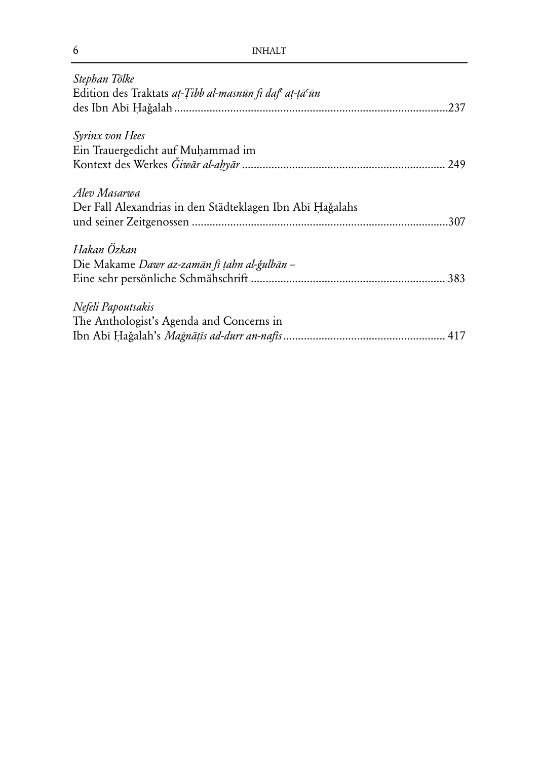*Stephan Tölke*
Edition des Traktats *aṭ-Ṭibb al-masnūn fī dafʿ aṭ-ṭāʿūn*
des Ibn Abī Ḥaǧalah ....................................................................................237

*Syrinx von Hees*
Ein Trauergedicht auf Muḥammad im
Kontext des Werkes *Ǧiwār al-aḫyār* ................................................................. 249

*Alev Masarwa*
Der Fall Alexandrias in den Städteklagen Ibn Abī Ḥaǧalahs
und seiner Zeitgenossen ..............................................................................307

*Hakan Özkan*
Die Makame *Dawr az-zamān fī ṭahn al-ǧulbān* –
Eine sehr persönliche Schmähschrift ............................................................... 383

*Nefeli Papoutsakis*
The Anthologist's Agenda and Concerns in
Ibn Abī Ḥaǧalah's *Maġnāṭīs ad-durr an-nafīs* ................................................... 417